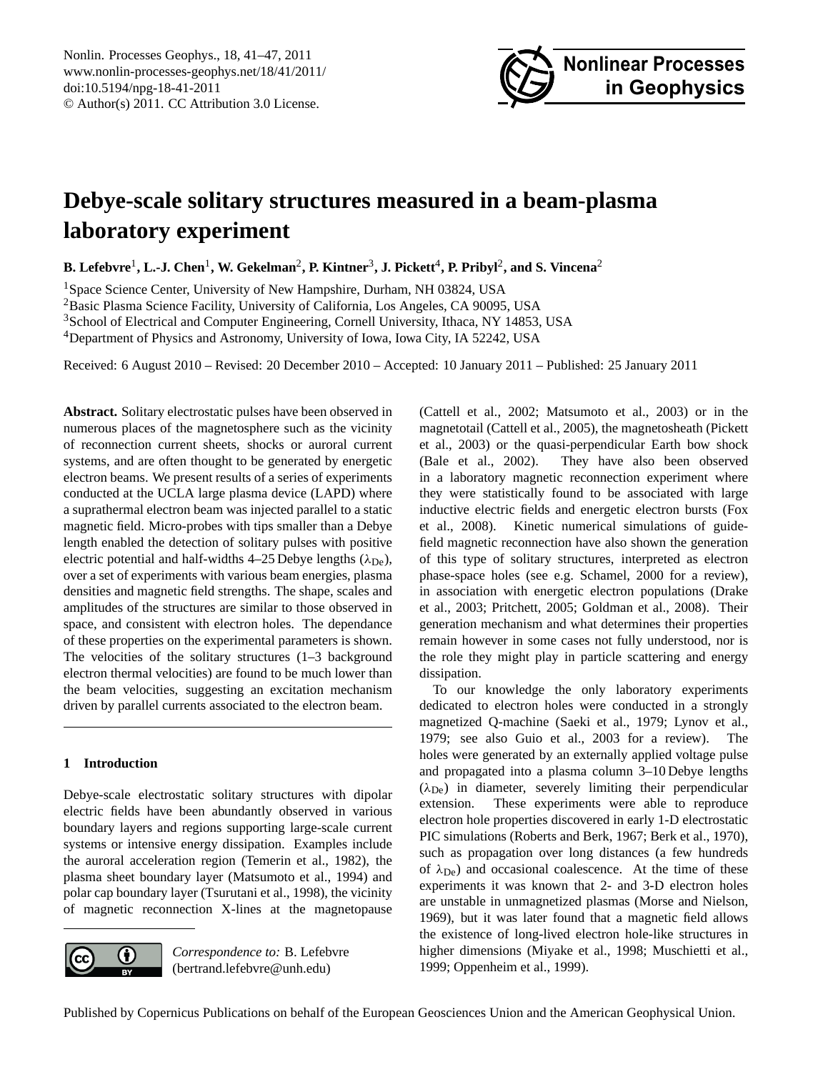# Debye-scale solitary structures measured in a beam-plasma laboratory experiment

**B. Lefebvre[1], L.-J. Chen[1], W. Gekelman[2], P. Kintner[3], J. Pickett[4], P. Pribyl[2], and S. Vincena[2]**

[1]Space Science Center, University of New Hampshire, Durham, NH 03824, USA
[2]Basic Plasma Science Facility, University of California, Los Angeles, CA 90095, USA
[3]School of Electrical and Computer Engineering, Cornell University, Ithaca, NY 14853, USA
[4]Department of Physics and Astronomy, University of Iowa, Iowa City, IA 52242, USA

Received: 6 August 2010 – Revised: 20 December 2010 – Accepted: 10 January 2011 – Published: 25 January 2011

**Abstract.** Solitary electrostatic pulses have been observed in numerous places of the magnetosphere such as the vicinity of reconnection current sheets, shocks or auroral current systems, and are often thought to be generated by energetic electron beams. We present results of a series of experiments conducted at the UCLA large plasma device (LAPD) where a suprathermal electron beam was injected parallel to a static magnetic field. Micro-probes with tips smaller than a Debye length enabled the detection of solitary pulses with positive electric potential and half-widths 4–25 Debye lengths ($\lambda_{De}$), over a set of experiments with various beam energies, plasma densities and magnetic field strengths. The shape, scales and amplitudes of the structures are similar to those observed in space, and consistent with electron holes. The dependance of these properties on the experimental parameters is shown. The velocities of the solitary structures (1–3 background electron thermal velocities) are found to be much lower than the beam velocities, suggesting an excitation mechanism driven by parallel currents associated to the electron beam.

## 1 Introduction

Debye-scale electrostatic solitary structures with dipolar electric fields have been abundantly observed in various boundary layers and regions supporting large-scale current systems or intensive energy dissipation. Examples include the auroral acceleration region (Temerin et al., 1982), the plasma sheet boundary layer (Matsumoto et al., 1994) and polar cap boundary layer (Tsurutani et al., 1998), the vicinity of magnetic reconnection X-lines at the magnetopause (Cattell et al., 2002; Matsumoto et al., 2003) or in the magnetotail (Cattell et al., 2005), the magnetosheath (Pickett et al., 2003) or the quasi-perpendicular Earth bow shock (Bale et al., 2002). They have also been observed in a laboratory magnetic reconnection experiment where they were statistically found to be associated with large inductive electric fields and energetic electron bursts (Fox et al., 2008). Kinetic numerical simulations of guide-field magnetic reconnection have also shown the generation of this type of solitary structures, interpreted as electron phase-space holes (see e.g. Schamel, 2000 for a review), in association with energetic electron populations (Drake et al., 2003; Pritchett, 2005; Goldman et al., 2008). Their generation mechanism and what determines their properties remain however in some cases not fully understood, nor is the role they might play in particle scattering and energy dissipation.

To our knowledge the only laboratory experiments dedicated to electron holes were conducted in a strongly magnetized Q-machine (Saeki et al., 1979; Lynov et al., 1979; see also Guio et al., 2003 for a review). The holes were generated by an externally applied voltage pulse and propagated into a plasma column 3–10 Debye lengths ($\lambda_{De}$) in diameter, severely limiting their perpendicular extension. These experiments were able to reproduce electron hole properties discovered in early 1-D electrostatic PIC simulations (Roberts and Berk, 1967; Berk et al., 1970), such as propagation over long distances (a few hundreds of $\lambda_{De}$) and occasional coalescence. At the time of these experiments it was known that 2- and 3-D electron holes are unstable in unmagnetized plasmas (Morse and Nielson, 1969), but it was later found that a magnetic field allows the existence of long-lived electron hole-like structures in higher dimensions (Miyake et al., 1998; Muschietti et al., 1999; Oppenheim et al., 1999).

*Correspondence to:* B. Lefebvre (bertrand.lefebvre@unh.edu)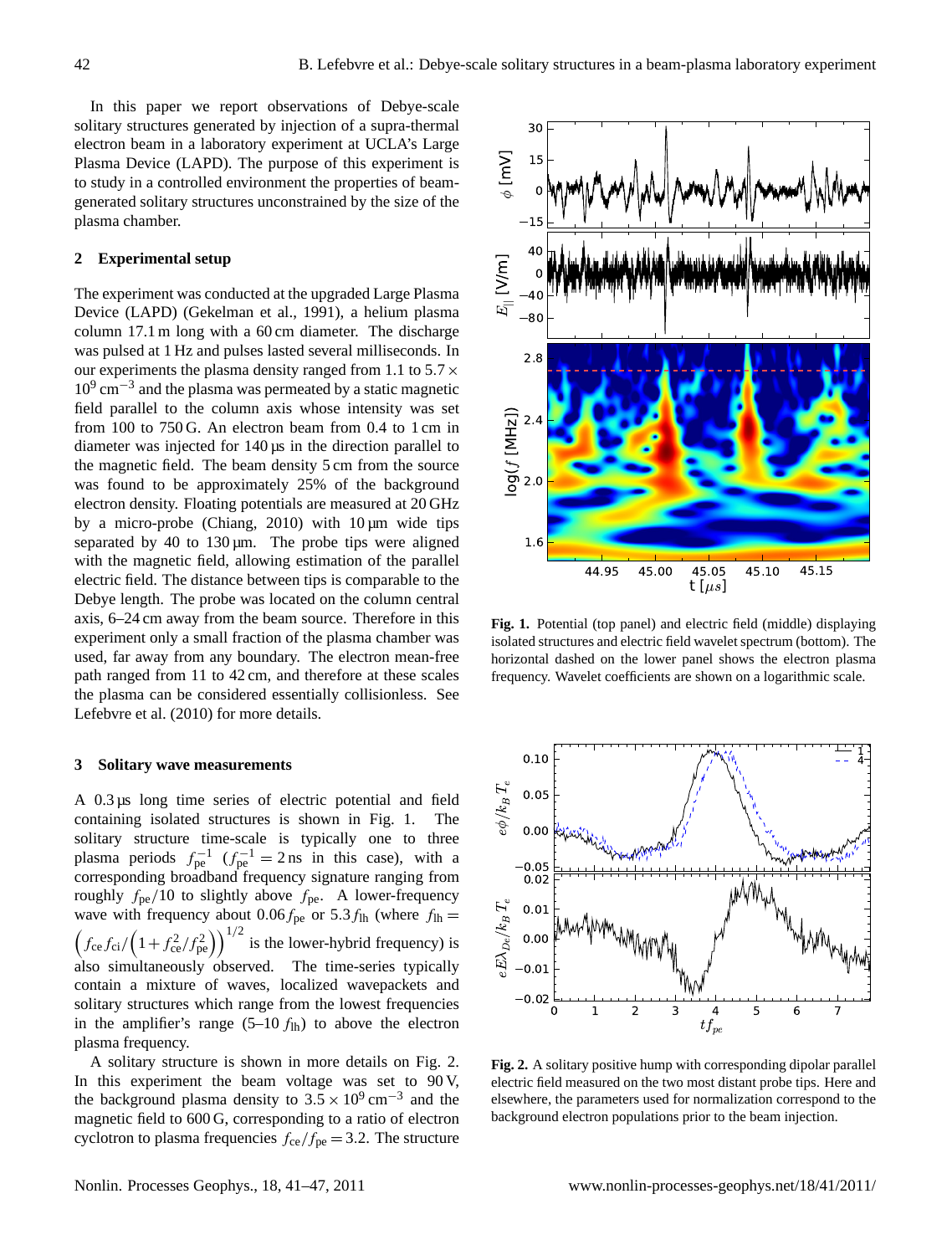In this paper we report observations of Debye-scale solitary structures generated by injection of a supra-thermal electron beam in a laboratory experiment at UCLA's Large Plasma Device (LAPD). The purpose of this experiment is to study in a controlled environment the properties of beam-generated solitary structures unconstrained by the size of the plasma chamber.

## 2 Experimental setup

The experiment was conducted at the upgraded Large Plasma Device (LAPD) (Gekelman et al., 1991), a helium plasma column 17.1 m long with a 60 cm diameter. The discharge was pulsed at 1 Hz and pulses lasted several milliseconds. In our experiments the plasma density ranged from 1.1 to $5.7 \times 10^9\,\mathrm{cm}^{-3}$ and the plasma was permeated by a static magnetic field parallel to the column axis whose intensity was set from 100 to 750 G. An electron beam from 0.4 to 1 cm in diameter was injected for 140 µs in the direction parallel to the magnetic field. The beam density 5 cm from the source was found to be approximately 25% of the background electron density. Floating potentials are measured at 20 GHz by a micro-probe (Chiang, 2010) with 10 µm wide tips separated by 40 to 130 µm. The probe tips were aligned with the magnetic field, allowing estimation of the parallel electric field. The distance between tips is comparable to the Debye length. The probe was located on the column central axis, 6–24 cm away from the beam source. Therefore in this experiment only a small fraction of the plasma chamber was used, far away from any boundary. The electron mean-free path ranged from 11 to 42 cm, and therefore at these scales the plasma can be considered essentially collisionless. See Lefebvre et al. (2010) for more details.

## 3 Solitary wave measurements

A 0.3 µs long time series of electric potential and field containing isolated structures is shown in Fig. 1. The solitary structure time-scale is typically one to three plasma periods $f_{\mathrm{pe}}^{-1}$ ($f_{\mathrm{pe}}^{-1} = 2\,\mathrm{ns}$ in this case), with a corresponding broadband frequency signature ranging from roughly $f_{\mathrm{pe}}/10$ to slightly above $f_{\mathrm{pe}}$. A lower-frequency wave with frequency about $0.06 f_{\mathrm{pe}}$ or $5.3 f_{\mathrm{lh}}$ (where $f_{\mathrm{lh}} = \left(f_{\mathrm{ce}} f_{\mathrm{ci}} / \left(1 + f_{\mathrm{ce}}^2/f_{\mathrm{pe}}^2\right)\right)^{1/2}$ is the lower-hybrid frequency) is also simultaneously observed. The time-series typically contain a mixture of waves, localized wavepackets and solitary structures which range from the lowest frequencies in the amplifier's range (5–10 $f_{\mathrm{lh}}$) to above the electron plasma frequency.

A solitary structure is shown in more details on Fig. 2. In this experiment the beam voltage was set to 90 V, the background plasma density to $3.5 \times 10^9\,\mathrm{cm}^{-3}$ and the magnetic field to 600 G, corresponding to a ratio of electron cyclotron to plasma frequencies $f_{\mathrm{ce}}/f_{\mathrm{pe}} = 3.2$. The structure

**Fig. 1.** Potential (top panel) and electric field (middle) displaying isolated structures and electric field wavelet spectrum (bottom). The horizontal dashed on the lower panel shows the electron plasma frequency. Wavelet coefficients are shown on a logarithmic scale.

**Fig. 2.** A solitary positive hump with corresponding dipolar parallel electric field measured on the two most distant probe tips. Here and elsewhere, the parameters used for normalization correspond to the background electron populations prior to the beam injection.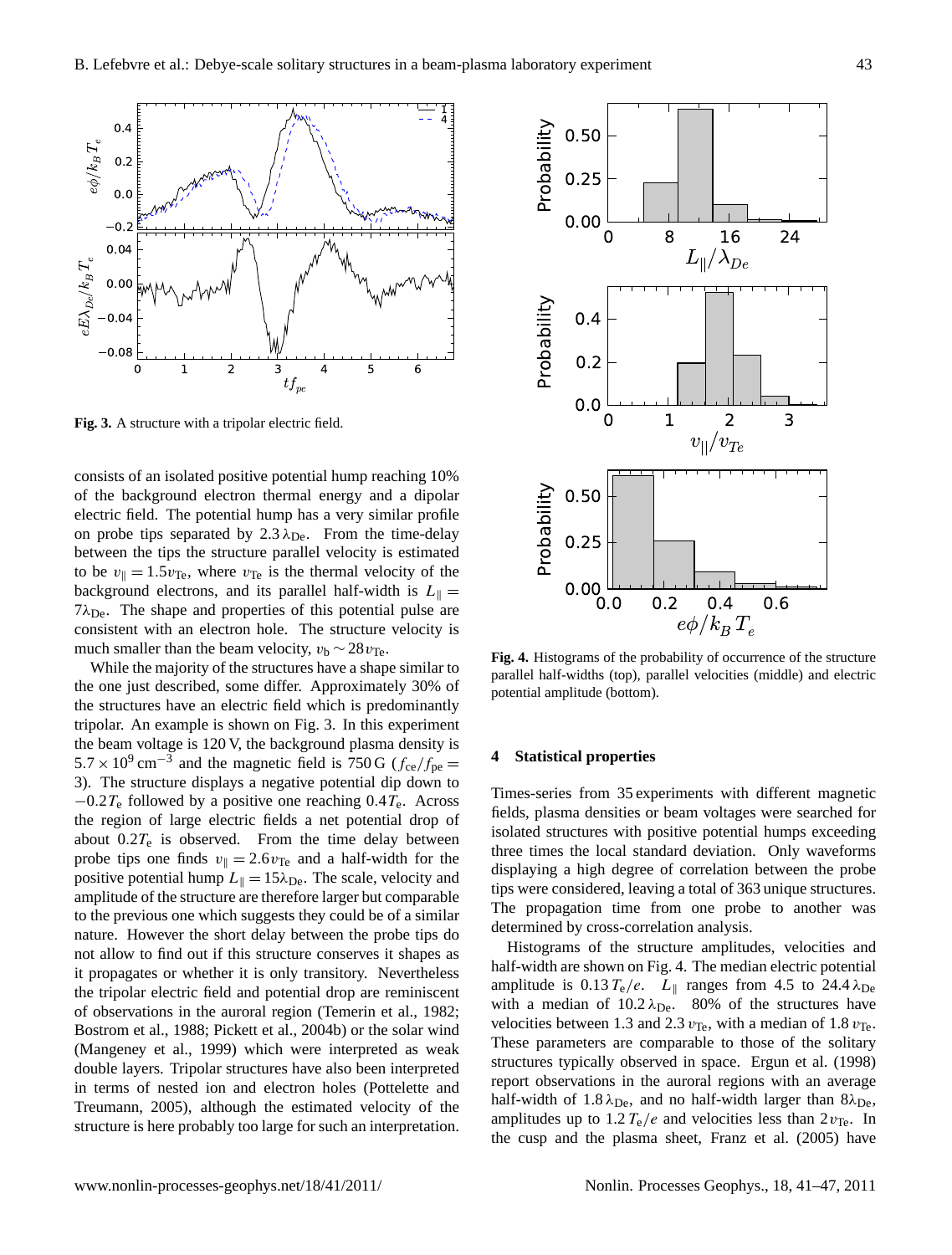consists of an isolated positive potential hump reaching 10% of the background electron thermal energy and a dipolar electric field. The potential hump has a very similar profile on probe tips separated by $2.3\,\lambda_{\mathrm{De}}$. From the time-delay between the tips the structure parallel velocity is estimated to be $v_\parallel = 1.5 v_{\mathrm{Te}}$, where $v_{\mathrm{Te}}$ is the thermal velocity of the background electrons, and its parallel half-width is $L_\parallel = 7\lambda_{\mathrm{De}}$. The shape and properties of this potential pulse are consistent with an electron hole. The structure velocity is much smaller than the beam velocity, $v_{\mathrm{b}} \sim 28 v_{\mathrm{Te}}$.

While the majority of the structures have a shape similar to the one just described, some differ. Approximately 30% of the structures have an electric field which is predominantly tripolar. An example is shown on Fig. 3. In this experiment the beam voltage is 120 V, the background plasma density is $5.7 \times 10^9\,\mathrm{cm}^{-3}$ and the magnetic field is 750 G ($f_{\mathrm{ce}}/f_{\mathrm{pe}} = 3$). The structure displays a negative potential dip down to $-0.2 T_{\mathrm{e}}$ followed by a positive one reaching $0.4 T_{\mathrm{e}}$. Across the region of large electric fields a net potential drop of about $0.2 T_{\mathrm{e}}$ is observed. From the time delay between probe tips one finds $v_\parallel = 2.6 v_{\mathrm{Te}}$ and a half-width for the positive potential hump $L_\parallel = 15\lambda_{\mathrm{De}}$. The scale, velocity and amplitude of the structure are therefore larger but comparable to the previous one which suggests they could be of a similar nature. However the short delay between the probe tips do not allow to find out if this structure conserves it shapes as it propagates or whether it is only transitory. Nevertheless the tripolar electric field and potential drop are reminiscent of observations in the auroral region (Temerin et al., 1982; Bostrom et al., 1988; Pickett et al., 2004b) or the solar wind (Mangeney et al., 1999) which were interpreted as weak double layers. Tripolar structures have also been interpreted in terms of nested ion and electron holes (Pottelette and Treumann, 2005), although the estimated velocity of the structure is here probably too large for such an interpretation.

**Fig. 3.** A structure with a tripolar electric field.

**Fig. 4.** Histograms of the probability of occurrence of the structure parallel half-widths (top), parallel velocities (middle) and electric potential amplitude (bottom).

## 4 Statistical properties

Times-series from 35 experiments with different magnetic fields, plasma densities or beam voltages were searched for isolated structures with positive potential humps exceeding three times the local standard deviation. Only waveforms displaying a high degree of correlation between the probe tips were considered, leaving a total of 363 unique structures. The propagation time from one probe to another was determined by cross-correlation analysis.

Histograms of the structure amplitudes, velocities and half-width are shown on Fig. 4. The median electric potential amplitude is $0.13\,T_{\mathrm{e}}/e$. $L_\parallel$ ranges from 4.5 to $24.4\,\lambda_{\mathrm{De}}$ with a median of $10.2\,\lambda_{\mathrm{De}}$. 80% of the structures have velocities between 1.3 and $2.3\,v_{\mathrm{Te}}$, with a median of $1.8\,v_{\mathrm{Te}}$. These parameters are comparable to those of the solitary structures typically observed in space. Ergun et al. (1998) report observations in the auroral regions with an average half-width of $1.8\,\lambda_{\mathrm{De}}$, and no half-width larger than $8\lambda_{\mathrm{De}}$, amplitudes up to $1.2\,T_{\mathrm{e}}/e$ and velocities less than $2\,v_{\mathrm{Te}}$. In the cusp and the plasma sheet, Franz et al. (2005) have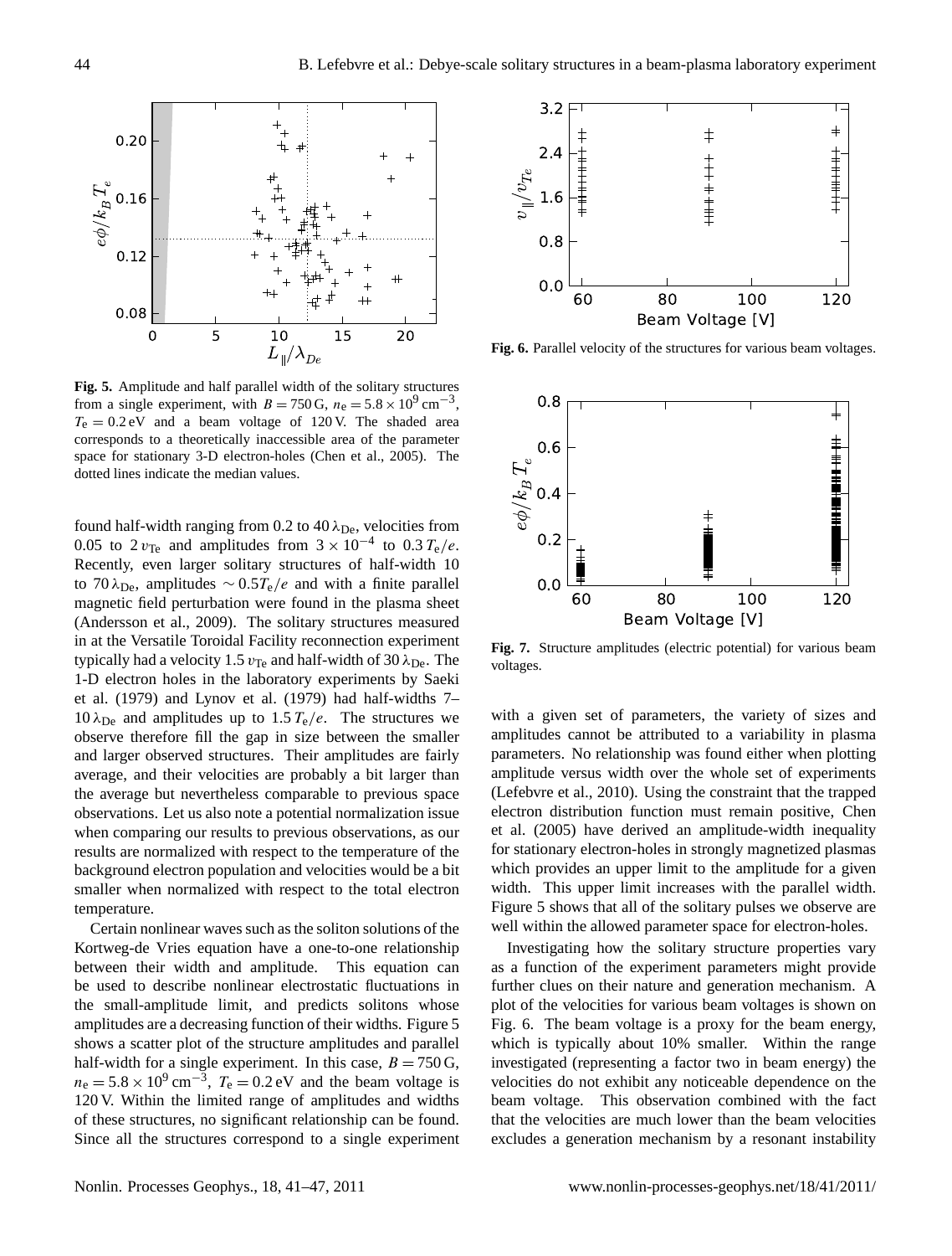**Fig. 5.** Amplitude and half parallel width of the solitary structures from a single experiment, with $B = 750\,\mathrm{G}$, $n_\mathrm{e} = 5.8\times10^9\,\mathrm{cm}^{-3}$, $T_\mathrm{e} = 0.2\,\mathrm{eV}$ and a beam voltage of 120 V. The shaded area corresponds to a theoretically inaccessible area of the parameter space for stationary 3-D electron-holes (Chen et al., 2005). The dotted lines indicate the median values.

found half-width ranging from 0.2 to 40 $\lambda_\mathrm{De}$, velocities from 0.05 to 2 $v_\mathrm{Te}$ and amplitudes from $3\times10^{-4}$ to $0.3\,T_\mathrm{e}/e$. Recently, even larger solitary structures of half-width 10 to 70 $\lambda_\mathrm{De}$, amplitudes $\sim 0.5T_\mathrm{e}/e$ and with a finite parallel magnetic field perturbation were found in the plasma sheet (Andersson et al., 2009). The solitary structures measured in at the Versatile Toroidal Facility reconnection experiment typically had a velocity 1.5 $v_\mathrm{Te}$ and half-width of 30 $\lambda_\mathrm{De}$. The 1-D electron holes in the laboratory experiments by Saeki et al. (1979) and Lynov et al. (1979) had half-widths 7–10 $\lambda_\mathrm{De}$ and amplitudes up to $1.5\,T_\mathrm{e}/e$. The structures we observe therefore fill the gap in size between the smaller and larger observed structures. Their amplitudes are fairly average, and their velocities are probably a bit larger than the average but nevertheless comparable to previous space observations. Let us also note a potential normalization issue when comparing our results to previous observations, as our results are normalized with respect to the temperature of the background electron population and velocities would be a bit smaller when normalized with respect to the total electron temperature.

Certain nonlinear waves such as the soliton solutions of the Kortweg-de Vries equation have a one-to-one relationship between their width and amplitude. This equation can be used to describe nonlinear electrostatic fluctuations in the small-amplitude limit, and predicts solitons whose amplitudes are a decreasing function of their widths. Figure 5 shows a scatter plot of the structure amplitudes and parallel half-width for a single experiment. In this case, $B = 750\,\mathrm{G}$, $n_\mathrm{e} = 5.8\times10^9\,\mathrm{cm}^{-3}$, $T_\mathrm{e} = 0.2\,\mathrm{eV}$ and the beam voltage is 120 V. Within the limited range of amplitudes and widths of these structures, no significant relationship can be found. Since all the structures correspond to a single experiment

**Fig. 6.** Parallel velocity of the structures for various beam voltages.

**Fig. 7.** Structure amplitudes (electric potential) for various beam voltages.

with a given set of parameters, the variety of sizes and amplitudes cannot be attributed to a variability in plasma parameters. No relationship was found either when plotting amplitude versus width over the whole set of experiments (Lefebvre et al., 2010). Using the constraint that the trapped electron distribution function must remain positive, Chen et al. (2005) have derived an amplitude-width inequality for stationary electron-holes in strongly magnetized plasmas which provides an upper limit to the amplitude for a given width. This upper limit increases with the parallel width. Figure 5 shows that all of the solitary pulses we observe are well within the allowed parameter space for electron-holes.

Investigating how the solitary structure properties vary as a function of the experiment parameters might provide further clues on their nature and generation mechanism. A plot of the velocities for various beam voltages is shown on Fig. 6. The beam voltage is a proxy for the beam energy, which is typically about 10% smaller. Within the range investigated (representing a factor two in beam energy) the velocities do not exhibit any noticeable dependence on the beam voltage. This observation combined with the fact that the velocities are much lower than the beam velocities excludes a generation mechanism by a resonant instability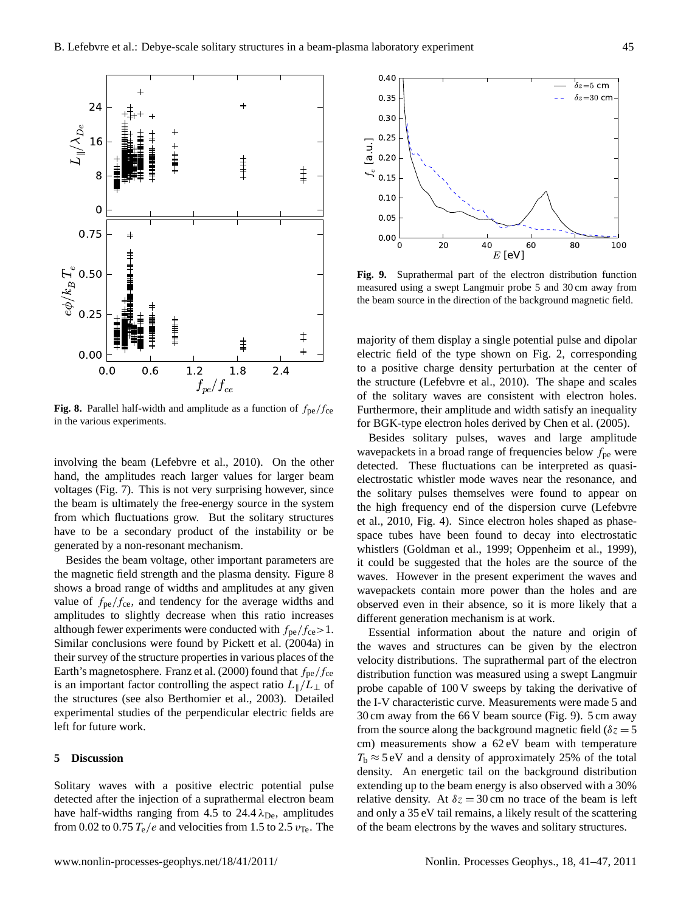**Fig. 8.** Parallel half-width and amplitude as a function of $f_{pe}/f_{ce}$ in the various experiments.

**Fig. 9.** Suprathermal part of the electron distribution function measured using a swept Langmuir probe 5 and 30 cm away from the beam source in the direction of the background magnetic field.

involving the beam (Lefebvre et al., 2010). On the other hand, the amplitudes reach larger values for larger beam voltages (Fig. 7). This is not very surprising however, since the beam is ultimately the free-energy source in the system from which fluctuations grow. But the solitary structures have to be a secondary product of the instability or be generated by a non-resonant mechanism.

Besides the beam voltage, other important parameters are the magnetic field strength and the plasma density. Figure 8 shows a broad range of widths and amplitudes at any given value of $f_{pe}/f_{ce}$, and tendency for the average widths and amplitudes to slightly decrease when this ratio increases although fewer experiments were conducted with $f_{pe}/f_{ce}>1$. Similar conclusions were found by Pickett et al. (2004a) in their survey of the structure properties in various places of the Earth's magnetosphere. Franz et al. (2000) found that $f_{pe}/f_{ce}$ is an important factor controlling the aspect ratio $L_{\parallel}/L_{\perp}$ of the structures (see also Berthomier et al., 2003). Detailed experimental studies of the perpendicular electric fields are left for future work.

## 5 Discussion

Solitary waves with a positive electric potential pulse detected after the injection of a suprathermal electron beam have half-widths ranging from 4.5 to 24.4 $\lambda_{De}$, amplitudes from 0.02 to 0.75 $T_e/e$ and velocities from 1.5 to 2.5 $v_{Te}$. The majority of them display a single potential pulse and dipolar electric field of the type shown on Fig. 2, corresponding to a positive charge density perturbation at the center of the structure (Lefebvre et al., 2010). The shape and scales of the solitary waves are consistent with electron holes. Furthermore, their amplitude and width satisfy an inequality for BGK-type electron holes derived by Chen et al. (2005).

Besides solitary pulses, waves and large amplitude wavepackets in a broad range of frequencies below $f_{pe}$ were detected. These fluctuations can be interpreted as quasi-electrostatic whistler mode waves near the resonance, and the solitary pulses themselves were found to appear on the high frequency end of the dispersion curve (Lefebvre et al., 2010, Fig. 4). Since electron holes shaped as phase-space tubes have been found to decay into electrostatic whistlers (Goldman et al., 1999; Oppenheim et al., 1999), it could be suggested that the holes are the source of the waves. However in the present experiment the waves and wavepackets contain more power than the holes and are observed even in their absence, so it is more likely that a different generation mechanism is at work.

Essential information about the nature and origin of the waves and structures can be given by the electron velocity distributions. The suprathermal part of the electron distribution function was measured using a swept Langmuir probe capable of 100 V sweeps by taking the derivative of the I-V characteristic curve. Measurements were made 5 and 30 cm away from the 66 V beam source (Fig. 9). 5 cm away from the source along the background magnetic field ($\delta z = 5$ cm) measurements show a 62 eV beam with temperature $T_b \approx 5$ eV and a density of approximately 25% of the total density. An energetic tail on the background distribution extending up to the beam energy is also observed with a 30% relative density. At $\delta z = 30$ cm no trace of the beam is left and only a 35 eV tail remains, a likely result of the scattering of the beam electrons by the waves and solitary structures.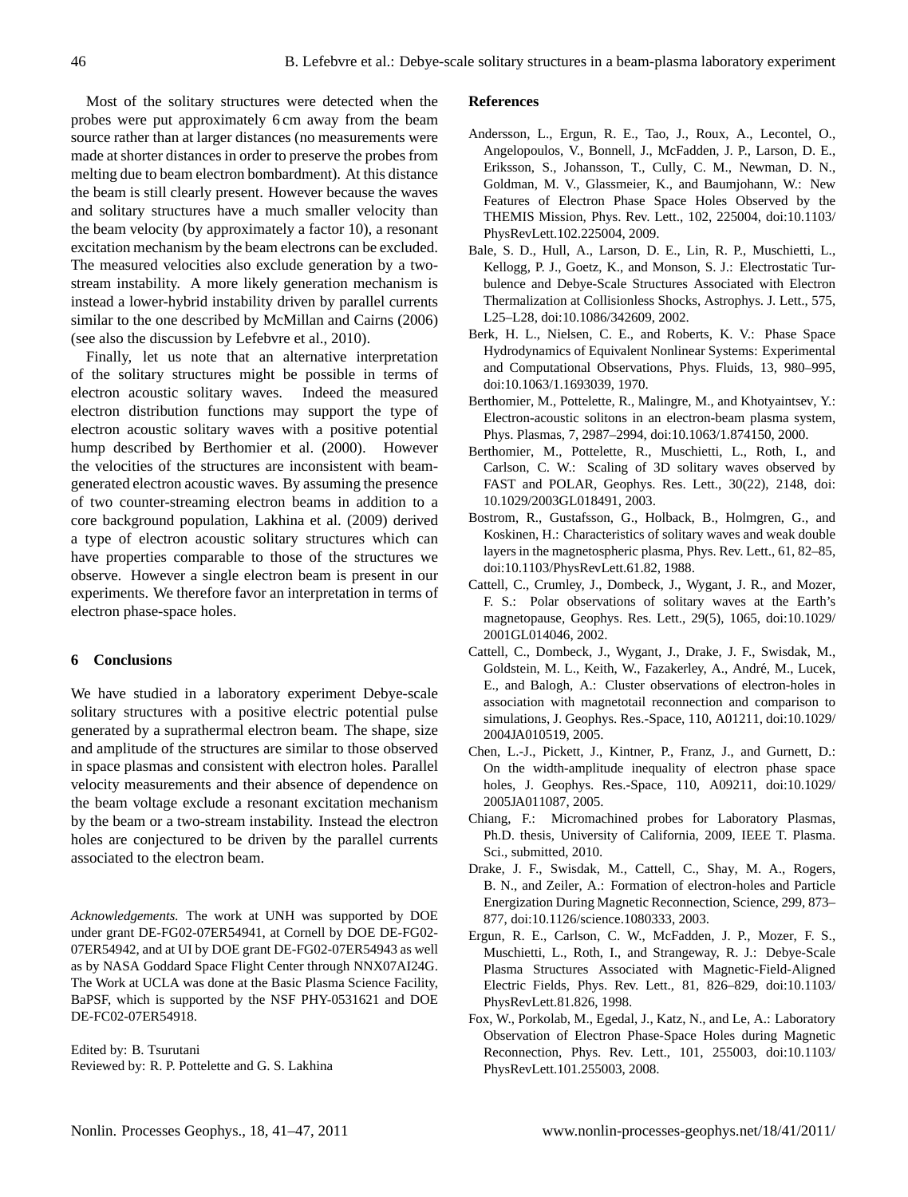Most of the solitary structures were detected when the probes were put approximately 6 cm away from the beam source rather than at larger distances (no measurements were made at shorter distances in order to preserve the probes from melting due to beam electron bombardment). At this distance the beam is still clearly present. However because the waves and solitary structures have a much smaller velocity than the beam velocity (by approximately a factor 10), a resonant excitation mechanism by the beam electrons can be excluded. The measured velocities also exclude generation by a two-stream instability. A more likely generation mechanism is instead a lower-hybrid instability driven by parallel currents similar to the one described by McMillan and Cairns (2006) (see also the discussion by Lefebvre et al., 2010).

Finally, let us note that an alternative interpretation of the solitary structures might be possible in terms of electron acoustic solitary waves. Indeed the measured electron distribution functions may support the type of electron acoustic solitary waves with a positive potential hump described by Berthomier et al. (2000). However the velocities of the structures are inconsistent with beam-generated electron acoustic waves. By assuming the presence of two counter-streaming electron beams in addition to a core background population, Lakhina et al. (2009) derived a type of electron acoustic solitary structures which can have properties comparable to those of the structures we observe. However a single electron beam is present in our experiments. We therefore favor an interpretation in terms of electron phase-space holes.

## 6 Conclusions

We have studied in a laboratory experiment Debye-scale solitary structures with a positive electric potential pulse generated by a suprathermal electron beam. The shape, size and amplitude of the structures are similar to those observed in space plasmas and consistent with electron holes. Parallel velocity measurements and their absence of dependence on the beam voltage exclude a resonant excitation mechanism by the beam or a two-stream instability. Instead the electron holes are conjectured to be driven by the parallel currents associated to the electron beam.

*Acknowledgements.* The work at UNH was supported by DOE under grant DE-FG02-07ER54941, at Cornell by DOE DE-FG02-07ER54942, and at UI by DOE grant DE-FG02-07ER54943 as well as by NASA Goddard Space Flight Center through NNX07AI24G. The Work at UCLA was done at the Basic Plasma Science Facility, BaPSF, which is supported by the NSF PHY-0531621 and DOE DE-FC02-07ER54918.

Edited by: B. Tsurutani
Reviewed by: R. P. Pottelette and G. S. Lakhina

## References

Andersson, L., Ergun, R. E., Tao, J., Roux, A., Lecontel, O., Angelopoulos, V., Bonnell, J., McFadden, J. P., Larson, D. E., Eriksson, S., Johansson, T., Cully, C. M., Newman, D. N., Goldman, M. V., Glassmeier, K., and Baumjohann, W.: New Features of Electron Phase Space Holes Observed by the THEMIS Mission, Phys. Rev. Lett., 102, 225004, doi:10.1103/PhysRevLett.102.225004, 2009.

Bale, S. D., Hull, A., Larson, D. E., Lin, R. P., Muschietti, L., Kellogg, P. J., Goetz, K., and Monson, S. J.: Electrostatic Turbulence and Debye-Scale Structures Associated with Electron Thermalization at Collisionless Shocks, Astrophys. J. Lett., 575, L25–L28, doi:10.1086/342609, 2002.

Berk, H. L., Nielsen, C. E., and Roberts, K. V.: Phase Space Hydrodynamics of Equivalent Nonlinear Systems: Experimental and Computational Observations, Phys. Fluids, 13, 980–995, doi:10.1063/1.1693039, 1970.

Berthomier, M., Pottelette, R., Malingre, M., and Khotyaintsev, Y.: Electron-acoustic solitons in an electron-beam plasma system, Phys. Plasmas, 7, 2987–2994, doi:10.1063/1.874150, 2000.

Berthomier, M., Pottelette, R., Muschietti, L., Roth, I., and Carlson, C. W.: Scaling of 3D solitary waves observed by FAST and POLAR, Geophys. Res. Lett., 30(22), 2148, doi: 10.1029/2003GL018491, 2003.

Bostrom, R., Gustafsson, G., Holback, B., Holmgren, G., and Koskinen, H.: Characteristics of solitary waves and weak double layers in the magnetospheric plasma, Phys. Rev. Lett., 61, 82–85, doi:10.1103/PhysRevLett.61.82, 1988.

Cattell, C., Crumley, J., Dombeck, J., Wygant, J. R., and Mozer, F. S.: Polar observations of solitary waves at the Earth's magnetopause, Geophys. Res. Lett., 29(5), 1065, doi:10.1029/2001GL014046, 2002.

Cattell, C., Dombeck, J., Wygant, J., Drake, J. F., Swisdak, M., Goldstein, M. L., Keith, W., Fazakerley, A., André, M., Lucek, E., and Balogh, A.: Cluster observations of electron-holes in association with magnetotail reconnection and comparison to simulations, J. Geophys. Res.-Space, 110, A01211, doi:10.1029/2004JA010519, 2005.

Chen, L.-J., Pickett, J., Kintner, P., Franz, J., and Gurnett, D.: On the width-amplitude inequality of electron phase space holes, J. Geophys. Res.-Space, 110, A09211, doi:10.1029/2005JA011087, 2005.

Chiang, F.: Micromachined probes for Laboratory Plasmas, Ph.D. thesis, University of California, 2009, IEEE T. Plasma. Sci., submitted, 2010.

Drake, J. F., Swisdak, M., Cattell, C., Shay, M. A., Rogers, B. N., and Zeiler, A.: Formation of electron-holes and Particle Energization During Magnetic Reconnection, Science, 299, 873–877, doi:10.1126/science.1080333, 2003.

Ergun, R. E., Carlson, C. W., McFadden, J. P., Mozer, F. S., Muschietti, L., Roth, I., and Strangeway, R. J.: Debye-Scale Plasma Structures Associated with Magnetic-Field-Aligned Electric Fields, Phys. Rev. Lett., 81, 826–829, doi:10.1103/PhysRevLett.81.826, 1998.

Fox, W., Porkolab, M., Egedal, J., Katz, N., and Le, A.: Laboratory Observation of Electron Phase-Space Holes during Magnetic Reconnection, Phys. Rev. Lett., 101, 255003, doi:10.1103/PhysRevLett.101.255003, 2008.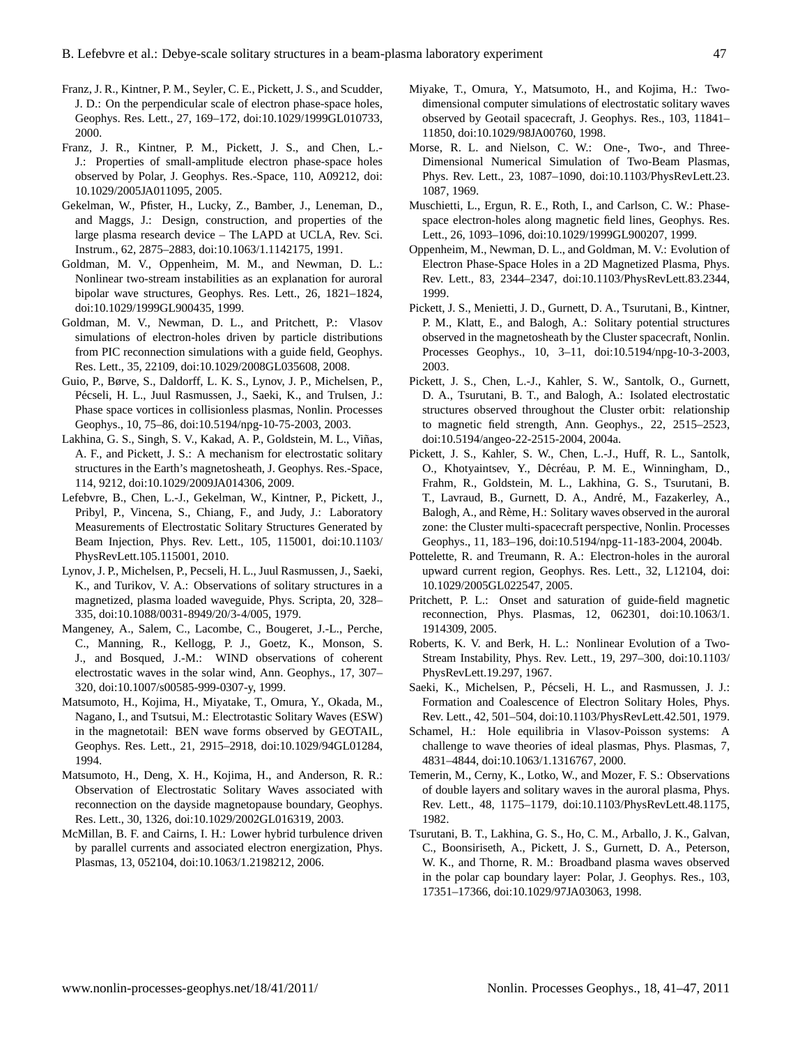Franz, J. R., Kintner, P. M., Seyler, C. E., Pickett, J. S., and Scudder, J. D.: On the perpendicular scale of electron phase-space holes, Geophys. Res. Lett., 27, 169–172, doi:10.1029/1999GL010733, 2000.

Franz, J. R., Kintner, P. M., Pickett, J. S., and Chen, L.-J.: Properties of small-amplitude electron phase-space holes observed by Polar, J. Geophys. Res.-Space, 110, A09212, doi: 10.1029/2005JA011095, 2005.

Gekelman, W., Pfister, H., Lucky, Z., Bamber, J., Leneman, D., and Maggs, J.: Design, construction, and properties of the large plasma research device – The LAPD at UCLA, Rev. Sci. Instrum., 62, 2875–2883, doi:10.1063/1.1142175, 1991.

Goldman, M. V., Oppenheim, M. M., and Newman, D. L.: Nonlinear two-stream instabilities as an explanation for auroral bipolar wave structures, Geophys. Res. Lett., 26, 1821–1824, doi:10.1029/1999GL900435, 1999.

Goldman, M. V., Newman, D. L., and Pritchett, P.: Vlasov simulations of electron-holes driven by particle distributions from PIC reconnection simulations with a guide field, Geophys. Res. Lett., 35, 22109, doi:10.1029/2008GL035608, 2008.

Guio, P., Børve, S., Daldorff, L. K. S., Lynov, J. P., Michelsen, P., Pécseli, H. L., Juul Rasmussen, J., Saeki, K., and Trulsen, J.: Phase space vortices in collisionless plasmas, Nonlin. Processes Geophys., 10, 75–86, doi:10.5194/npg-10-75-2003, 2003.

Lakhina, G. S., Singh, S. V., Kakad, A. P., Goldstein, M. L., Viñas, A. F., and Pickett, J. S.: A mechanism for electrostatic solitary structures in the Earth's magnetosheath, J. Geophys. Res.-Space, 114, 9212, doi:10.1029/2009JA014306, 2009.

Lefebvre, B., Chen, L.-J., Gekelman, W., Kintner, P., Pickett, J., Pribyl, P., Vincena, S., Chiang, F., and Judy, J.: Laboratory Measurements of Electrostatic Solitary Structures Generated by Beam Injection, Phys. Rev. Lett., 105, 115001, doi:10.1103/PhysRevLett.105.115001, 2010.

Lynov, J. P., Michelsen, P., Pecseli, H. L., Juul Rasmussen, J., Saeki, K., and Turikov, V. A.: Observations of solitary structures in a magnetized, plasma loaded waveguide, Phys. Scripta, 20, 328–335, doi:10.1088/0031-8949/20/3-4/005, 1979.

Mangeney, A., Salem, C., Lacombe, C., Bougeret, J.-L., Perche, C., Manning, R., Kellogg, P. J., Goetz, K., Monson, S. J., and Bosqued, J.-M.: WIND observations of coherent electrostatic waves in the solar wind, Ann. Geophys., 17, 307–320, doi:10.1007/s00585-999-0307-y, 1999.

Matsumoto, H., Kojima, H., Miyatake, T., Omura, Y., Okada, M., Nagano, I., and Tsutsui, M.: Electrotastic Solitary Waves (ESW) in the magnetotail: BEN wave forms observed by GEOTAIL, Geophys. Res. Lett., 21, 2915–2918, doi:10.1029/94GL01284, 1994.

Matsumoto, H., Deng, X. H., Kojima, H., and Anderson, R. R.: Observation of Electrostatic Solitary Waves associated with reconnection on the dayside magnetopause boundary, Geophys. Res. Lett., 30, 1326, doi:10.1029/2002GL016319, 2003.

McMillan, B. F. and Cairns, I. H.: Lower hybrid turbulence driven by parallel currents and associated electron energization, Phys. Plasmas, 13, 052104, doi:10.1063/1.2198212, 2006.

Miyake, T., Omura, Y., Matsumoto, H., and Kojima, H.: Two-dimensional computer simulations of electrostatic solitary waves observed by Geotail spacecraft, J. Geophys. Res., 103, 11841–11850, doi:10.1029/98JA00760, 1998.

Morse, R. L. and Nielson, C. W.: One-, Two-, and Three-Dimensional Numerical Simulation of Two-Beam Plasmas, Phys. Rev. Lett., 23, 1087–1090, doi:10.1103/PhysRevLett.23.1087, 1969.

Muschietti, L., Ergun, R. E., Roth, I., and Carlson, C. W.: Phase-space electron-holes along magnetic field lines, Geophys. Res. Lett., 26, 1093–1096, doi:10.1029/1999GL900207, 1999.

Oppenheim, M., Newman, D. L., and Goldman, M. V.: Evolution of Electron Phase-Space Holes in a 2D Magnetized Plasma, Phys. Rev. Lett., 83, 2344–2347, doi:10.1103/PhysRevLett.83.2344, 1999.

Pickett, J. S., Menietti, J. D., Gurnett, D. A., Tsurutani, B., Kintner, P. M., Klatt, E., and Balogh, A.: Solitary potential structures observed in the magnetosheath by the Cluster spacecraft, Nonlin. Processes Geophys., 10, 3–11, doi:10.5194/npg-10-3-2003, 2003.

Pickett, J. S., Chen, L.-J., Kahler, S. W., Santolk, O., Gurnett, D. A., Tsurutani, B. T., and Balogh, A.: Isolated electrostatic structures observed throughout the Cluster orbit: relationship to magnetic field strength, Ann. Geophys., 22, 2515–2523, doi:10.5194/angeo-22-2515-2004, 2004a.

Pickett, J. S., Kahler, S. W., Chen, L.-J., Huff, R. L., Santolk, O., Khotyaintsev, Y., Décréau, P. M. E., Winningham, D., Frahm, R., Goldstein, M. L., Lakhina, G. S., Tsurutani, B. T., Lavraud, B., Gurnett, D. A., André, M., Fazakerley, A., Balogh, A., and Rème, H.: Solitary waves observed in the auroral zone: the Cluster multi-spacecraft perspective, Nonlin. Processes Geophys., 11, 183–196, doi:10.5194/npg-11-183-2004, 2004b.

Pottelette, R. and Treumann, R. A.: Electron-holes in the auroral upward current region, Geophys. Res. Lett., 32, L12104, doi: 10.1029/2005GL022547, 2005.

Pritchett, P. L.: Onset and saturation of guide-field magnetic reconnection, Phys. Plasmas, 12, 062301, doi:10.1063/1.1914309, 2005.

Roberts, K. V. and Berk, H. L.: Nonlinear Evolution of a Two-Stream Instability, Phys. Rev. Lett., 19, 297–300, doi:10.1103/PhysRevLett.19.297, 1967.

Saeki, K., Michelsen, P., Pécseli, H. L., and Rasmussen, J. J.: Formation and Coalescence of Electron Solitary Holes, Phys. Rev. Lett., 42, 501–504, doi:10.1103/PhysRevLett.42.501, 1979.

Schamel, H.: Hole equilibria in Vlasov-Poisson systems: A challenge to wave theories of ideal plasmas, Phys. Plasmas, 7, 4831–4844, doi:10.1063/1.1316767, 2000.

Temerin, M., Cerny, K., Lotko, W., and Mozer, F. S.: Observations of double layers and solitary waves in the auroral plasma, Phys. Rev. Lett., 48, 1175–1179, doi:10.1103/PhysRevLett.48.1175, 1982.

Tsurutani, B. T., Lakhina, G. S., Ho, C. M., Arballo, J. K., Galvan, C., Boonsiriseth, A., Pickett, J. S., Gurnett, D. A., Peterson, W. K., and Thorne, R. M.: Broadband plasma waves observed in the polar cap boundary layer: Polar, J. Geophys. Res., 103, 17351–17366, doi:10.1029/97JA03063, 1998.